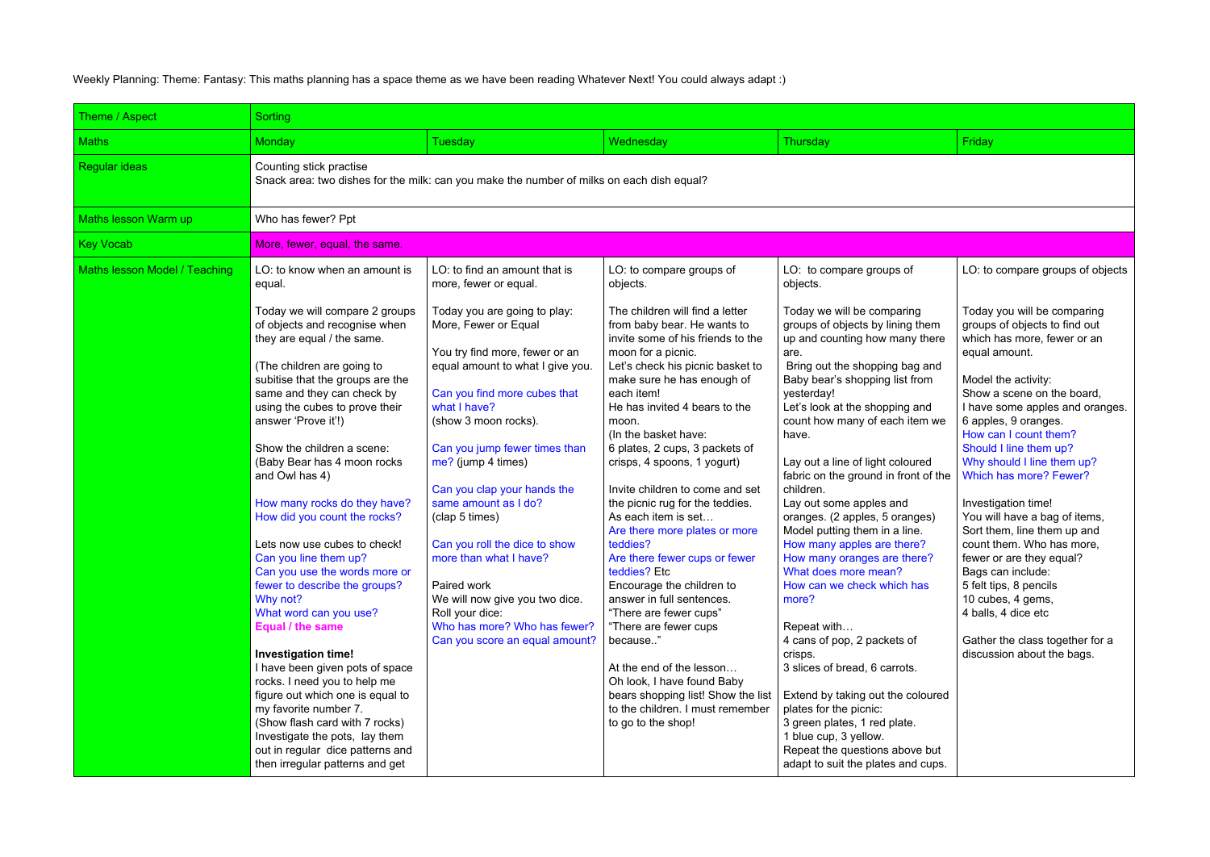Weekly Planning: Theme: Fantasy: This maths planning has a space theme as we have been reading Whatever Next! You could always adapt :)

| Theme / Aspect | Sorting | | | | |
|---|---|---|---|---|---|
| Maths | Monday | Tuesday | Wednesday | Thursday | Friday |
| Regular ideas | Counting stick practise<br>Snack area: two dishes for the milk: can you make the number of milks on each dish equal? | | | | |
| Maths lesson Warm up | Who has fewer? Ppt | | | | |
| Key Vocab | More, fewer, equal, the same. | | | | |
| Maths lesson Model / Teaching | LO: to know when an amount is equal.<br><br>Today we will compare 2 groups of objects and recognise when they are equal / the same.<br><br>(The children are going to subitise that the groups are the same and they can check by using the cubes to prove their answer 'Prove it'!)<br><br>Show the children a scene: (Baby Bear has 4 moon rocks and Owl has 4)<br><br>How many rocks do they have?<br>How did you count the rocks?<br><br>Lets now use cubes to check!<br>Can you line them up?<br>Can you use the words more or fewer to describe the groups?<br>Why not?<br>What word can you use?<br>**Equal / the same**<br><br>**Investigation time!**<br>I have been given pots of space rocks. I need you to help me figure out which one is equal to my favorite number 7.<br>(Show flash card with 7 rocks)<br>Investigate the pots, lay them out in regular dice patterns and then irregular patterns and get | LO: to find an amount that is more, fewer or equal.<br><br>Today you are going to play: More, Fewer or Equal<br><br>You try find more, fewer or an equal amount to what I give you.<br><br>Can you find more cubes that what I have?<br>(show 3 moon rocks).<br><br>Can you jump fewer times than me? (jump 4 times)<br><br>Can you clap your hands the same amount as I do?<br>(clap 5 times)<br><br>Can you roll the dice to show more than what I have?<br><br>Paired work<br>We will now give you two dice.<br>Roll your dice:<br>Who has more? Who has fewer?<br>Can you score an equal amount? | LO: to compare groups of objects.<br><br>The children will find a letter from baby bear. He wants to invite some of his friends to the moon for a picnic.<br>Let's check his picnic basket to make sure he has enough of each item!<br>He has invited 4 bears to the moon.<br>(In the basket have:<br>6 plates, 2 cups, 3 packets of crisps, 4 spoons, 1 yogurt)<br><br>Invite children to come and set the picnic rug for the teddies.<br>As each item is set…<br>Are there more plates or more teddies?<br>Are there fewer cups or fewer teddies? Etc<br>Encourage the children to answer in full sentences.<br>"There are fewer cups"<br>"There are fewer cups because.."<br><br>At the end of the lesson…<br>Oh look, I have found Baby bears shopping list! Show the list to the children. I must remember to go to the shop! | LO: to compare groups of objects.<br><br>Today we will be comparing groups of objects by lining them up and counting how many there are.<br>Bring out the shopping bag and Baby bear's shopping list from yesterday!<br>Let's look at the shopping and count how many of each item we have.<br><br>Lay out a line of light coloured fabric on the ground in front of the children.<br>Lay out some apples and oranges. (2 apples, 5 oranges)<br>Model putting them in a line.<br>How many apples are there?<br>How many oranges are there?<br>What does more mean?<br>How can we check which has more?<br><br>Repeat with…<br>4 cans of pop, 2 packets of crisps.<br>3 slices of bread, 6 carrots.<br><br>Extend by taking out the coloured plates for the picnic:<br>3 green plates, 1 red plate.<br>1 blue cup, 3 yellow.<br>Repeat the questions above but adapt to suit the plates and cups. | LO: to compare groups of objects<br><br>Today you will be comparing groups of objects to find out which has more, fewer or an equal amount.<br><br>Model the activity:<br>Show a scene on the board,<br>I have some apples and oranges.<br>6 apples, 9 oranges.<br>How can I count them?<br>Should I line them up?<br>Why should I line them up?<br>Which has more? Fewer?<br><br>Investigation time!<br>You will have a bag of items, Sort them, line them up and count them. Who has more, fewer or are they equal?<br>Bags can include:<br>5 felt tips, 8 pencils<br>10 cubes, 4 gems,<br>4 balls, 4 dice etc<br><br>Gather the class together for a discussion about the bags. |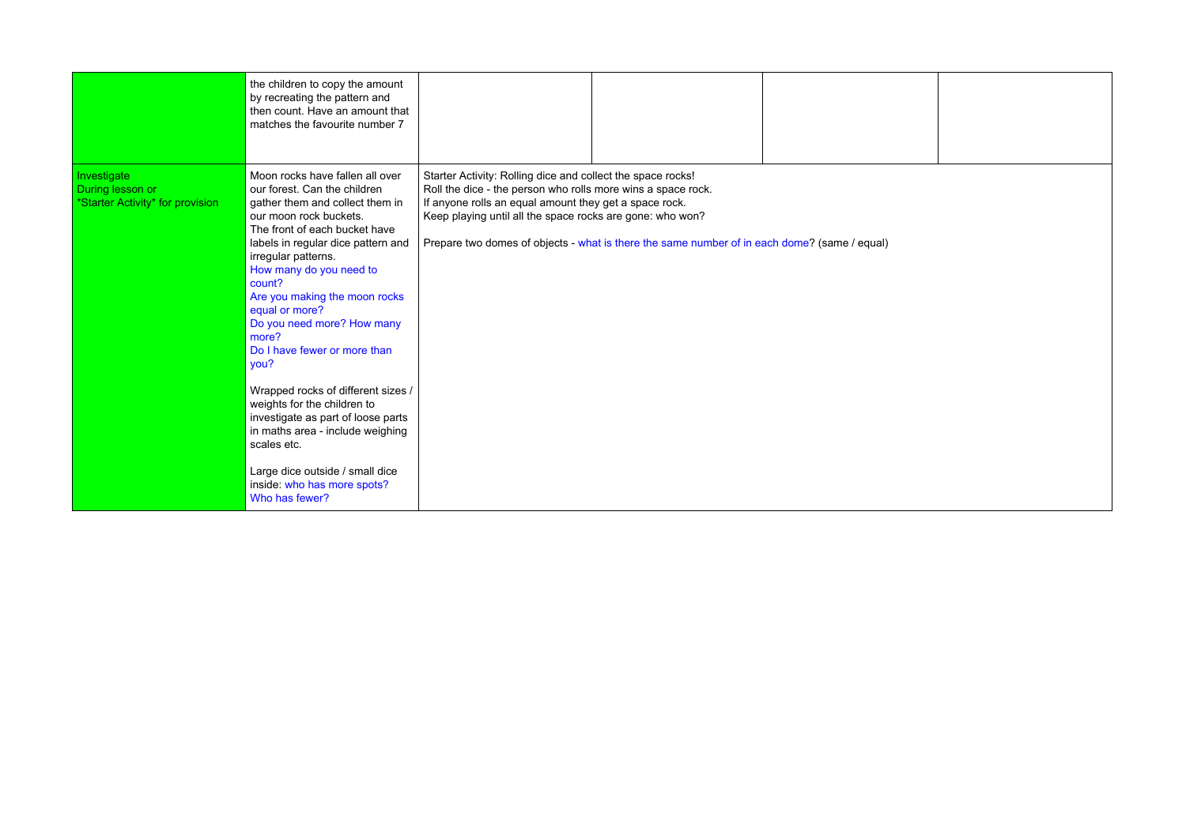| | | | | | |
|---|---|---|---|---|---|
| | the children to copy the amount by recreating the pattern and then count. Have an amount that matches the favourite number 7 | | | | |
| Investigate<br>During lesson or<br>*Starter Activity* for provision | Moon rocks have fallen all over our forest. Can the children gather them and collect them in our moon rock buckets.<br>The front of each bucket have labels in regular dice pattern and irregular patterns.<br>How many do you need to count?<br>Are you making the moon rocks equal or more?<br>Do you need more? How many more?<br>Do I have fewer or more than you?<br><br>Wrapped rocks of different sizes / weights for the children to investigate as part of loose parts in maths area - include weighing scales etc.<br><br>Large dice outside / small dice inside: who has more spots? Who has fewer? | Starter Activity: Rolling dice and collect the space rocks!<br>Roll the dice - the person who rolls more wins a space rock.<br>If anyone rolls an equal amount they get a space rock.<br>Keep playing until all the space rocks are gone: who won?<br><br>Prepare two domes of objects - what is there the same number of in each dome? (same / equal) | | | |